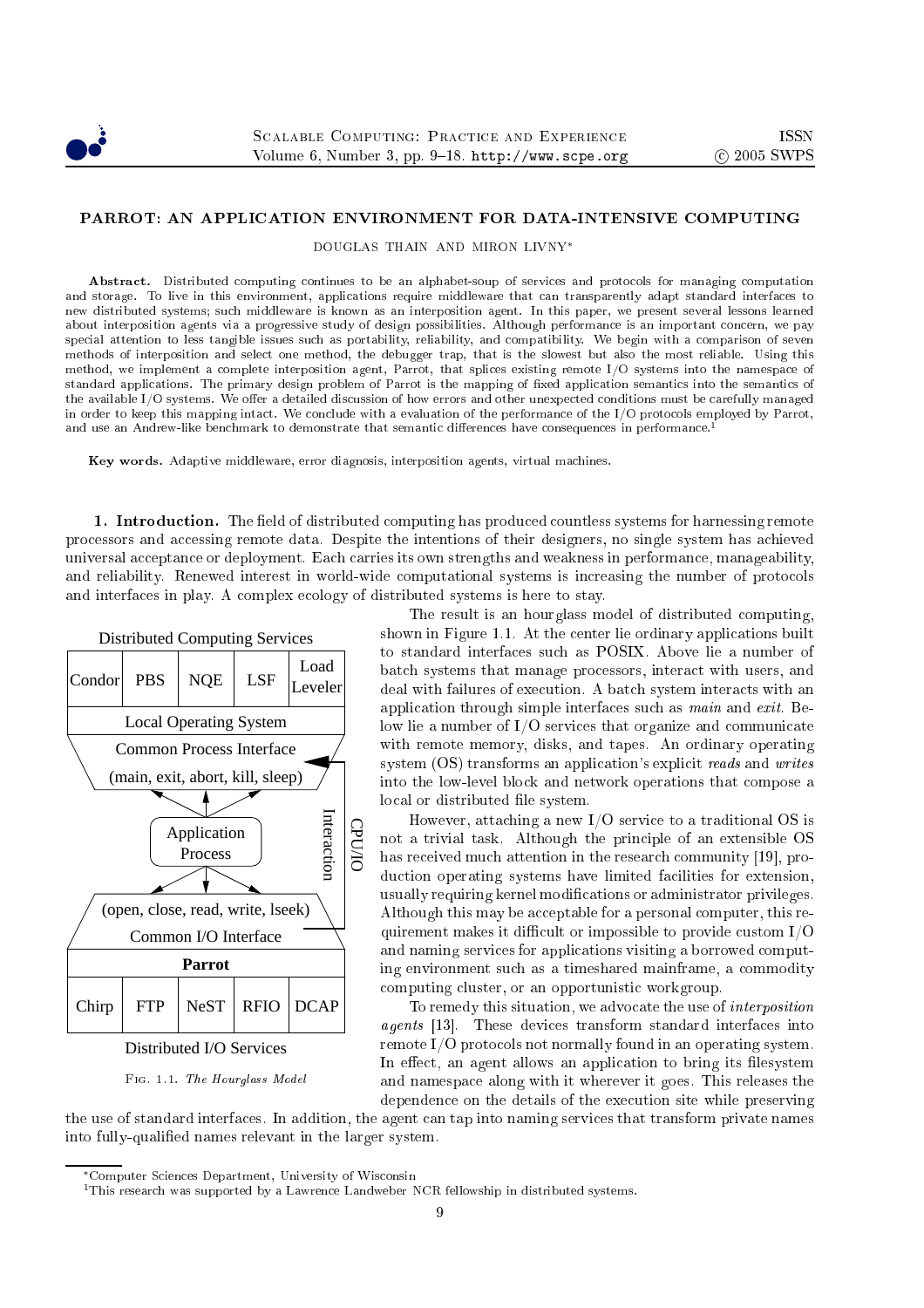# PARROT: AN APPLICATION ENVIRONMENT FOR DATA-INTENSIVE COMPUTING

DOUGLAS THAIN AND MIRON LIVNY*

**Abstract.** Distributed computing continues to be an alphabet-soup of services and protocols for managing computation and storage. To live in this environment, applications require middleware that can transparently adapt standard interfaces to new distributed systems; such middleware is known as an interposition agent. In this paper, we present several lessons learned about interposition agents via a progressive study of design possibilities. Although performance is an important concern, we pay special attention to less tangible issues such as portability, reliability, and compatibility. We begin with a comparison of seven methods of interposition and select one method, the debugger trap, that is the slowest but also the most reliable. Using this method, we implement a complete interposition agent, Parrot, that splices existing remote I/O systems into the namespace of standard applications. The primary design problem of Parrot is the mapping of fixed application semantics into the semantics of the available I/O systems. We offer a detailed discussion of how errors and other unexpected conditions must be carefully managed in order to keep this mapping intact. We conclude with a evaluation of the performance of the I/O protocols employed by Parrot, and use an Andrew-like benchmark to demonstrate that semantic differences have consequences in performance.[1]

**Key words.** Adaptive middleware, error diagnosis, interposition agents, virtual machines.

## 1. Introduction.

The field of distributed computing has produced countless systems for harnessing remote processors and accessing remote data. Despite the intentions of their designers, no single system has achieved universal acceptance or deployment. Each carries its own strengths and weakness in performance, manageability, and reliability. Renewed interest in world-wide computational systems is increasing the number of protocols and interfaces in play. A complex ecology of distributed systems is here to stay.

Fig. 1.1. *The Hourglass Model*

The result is an hourglass model of distributed computing, shown in Figure 1.1. At the center lie ordinary applications built to standard interfaces such as POSIX. Above lie a number of batch systems that manage processors, interact with users, and deal with failures of execution. A batch system interacts with an application through simple interfaces such as *main* and *exit*. Below lie a number of I/O services that organize and communicate with remote memory, disks, and tapes. An ordinary operating system (OS) transforms an application's explicit *reads* and *writes* into the low-level block and network operations that compose a local or distributed file system.

However, attaching a new I/O service to a traditional OS is not a trivial task. Although the principle of an extensible OS has received much attention in the research community [19], production operating systems have limited facilities for extension, usually requiring kernel modifications or administrator privileges. Although this may be acceptable for a personal computer, this requirement makes it difficult or impossible to provide custom I/O and naming services for applications visiting a borrowed computing environment such as a timeshared mainframe, a commodity computing cluster, or an opportunistic workgroup.

To remedy this situation, we advocate the use of *interposition agents* [13]. These devices transform standard interfaces into remote I/O protocols not normally found in an operating system. In effect, an agent allows an application to bring its filesystem and namespace along with it wherever it goes. This releases the dependence on the details of the execution site while preserving the use of standard interfaces. In addition, the agent can tap into naming services that transform private names into fully-qualified names relevant in the larger system.

---

*Computer Sciences Department, University of Wisconsin

[1] This research was supported by a Lawrence Landweber NCR fellowship in distributed systems.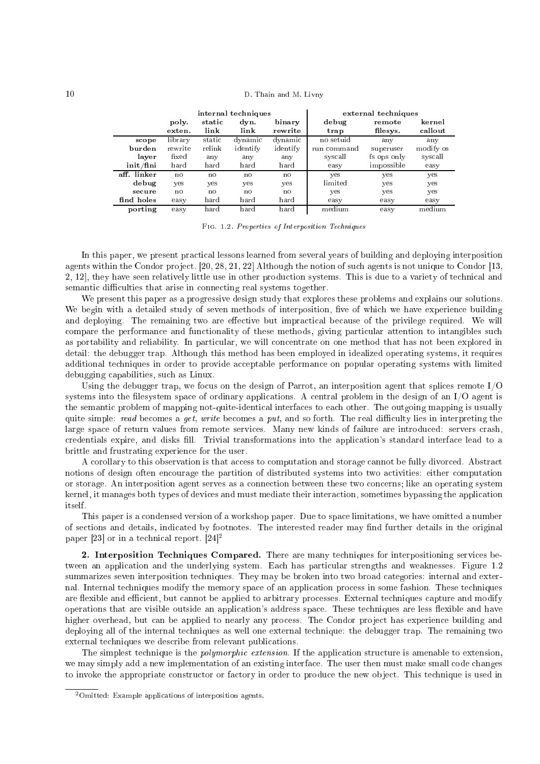| | internal techniques | | | | external techniques | | |
|---|---|---|---|---|---|---|---|
| | **poly. exten.** | **static link** | **dyn. link** | **binary rewrite** | **debug trap** | **remote filesys.** | **kernel callout** |
| **scope** | library | static | dynamic | dynamic | no setuid | any | any |
| **burden** | rewrite | relink | identify | identify | run command | superuser | modify os |
| **layer** | fixed | any | any | any | syscall | fs ops only | syscall |
| **init/fini** | hard | hard | hard | hard | easy | impossible | easy |
| **aff. linker** | no | no | no | no | yes | yes | yes |
| **debug** | yes | yes | yes | yes | limited | yes | yes |
| **secure** | no | no | no | no | yes | yes | yes |
| **find holes** | easy | hard | hard | hard | easy | easy | easy |
| **porting** | easy | hard | hard | hard | medium | easy | medium |

Fig. 1.2. *Properties of Interposition Techniques*

In this paper, we present practical lessons learned from several years of building and deploying interposition agents within the Condor project. [20, 28, 21, 22] Although the notion of such agents is not unique to Condor [13, 2, 12], they have seen relatively little use in other production systems. This is due to a variety of technical and semantic difficulties that arise in connecting real systems together.

We present this paper as a progressive design study that explores these problems and explains our solutions. We begin with a detailed study of seven methods of interposition, five of which we have experience building and deploying. The remaining two are effective but impractical because of the privilege required. We will compare the performance and functionality of these methods, giving particular attention to intangibles such as portability and reliability. In particular, we will concentrate on one method that has not been explored in detail: the debugger trap. Although this method has been employed in idealized operating systems, it requires additional techniques in order to provide acceptable performance on popular operating systems with limited debugging capabilities, such as Linux.

Using the debugger trap, we focus on the design of Parrot, an interposition agent that splices remote I/O systems into the filesystem space of ordinary applications. A central problem in the design of an I/O agent is the semantic problem of mapping not-quite-identical interfaces to each other. The outgoing mapping is usually quite simple: *read* becomes a *get*, *write* becomes a *put*, and so forth. The real difficulty lies in interpreting the large space of return values from remote services. Many new kinds of failure are introduced: servers crash, credentials expire, and disks fill. Trivial transformations into the application's standard interface lead to a brittle and frustrating experience for the user.

A corollary to this observation is that access to computation and storage cannot be fully divorced. Abstract notions of design often encourage the partition of distributed systems into two activities: either computation or storage. An interposition agent serves as a connection between these two concerns; like an operating system kernel, it manages both types of devices and must mediate their interaction, sometimes bypassing the application itself.

This paper is a condensed version of a workshop paper. Due to space limitations, we have omitted a number of sections and details, indicated by footnotes. The interested reader may find further details in the original paper [23] or in a technical report. [24][2]

## 2. Interposition Techniques Compared.

There are many techniques for interpositioning services between an application and the underlying system. Each has particular strengths and weaknesses. Figure 1.2 summarizes seven interposition techniques. They may be broken into two broad categories: internal and external. Internal techniques modify the memory space of an application process in some fashion. These techniques are flexible and efficient, but cannot be applied to arbitrary processes. External techniques capture and modify operations that are visible outside an application's address space. These techniques are less flexible and have higher overhead, but can be applied to nearly any process. The Condor project has experience building and deploying all of the internal techniques as well one external technique: the debugger trap. The remaining two external techniques we describe from relevant publications.

The simplest technique is the *polymorphic extension*. If the application structure is amenable to extension, we may simply add a new implementation of an existing interface. The user then must make small code changes to invoke the appropriate constructor or factory in order to produce the new object. This technique is used in

[2] Omitted: Example applications of interposition agents.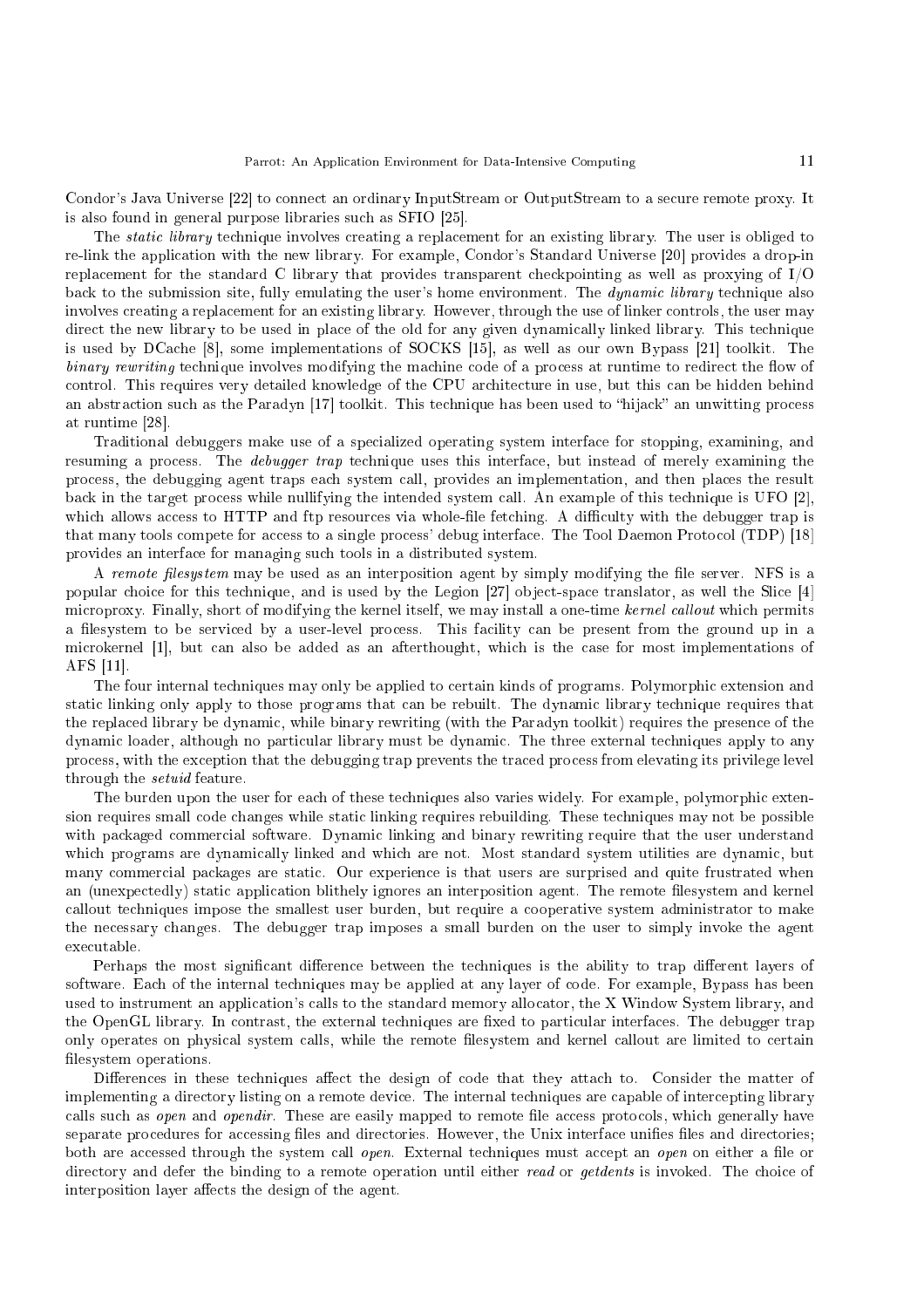Condor's Java Universe [22] to connect an ordinary InputStream or OutputStream to a secure remote proxy. It is also found in general purpose libraries such as SFIO [25].

The *static library* technique involves creating a replacement for an existing library. The user is obliged to re-link the application with the new library. For example, Condor's Standard Universe [20] provides a drop-in replacement for the standard C library that provides transparent checkpointing as well as proxying of I/O back to the submission site, fully emulating the user's home environment. The *dynamic library* technique also involves creating a replacement for an existing library. However, through the use of linker controls, the user may direct the new library to be used in place of the old for any given dynamically linked library. This technique is used by DCache [8], some implementations of SOCKS [15], as well as our own Bypass [21] toolkit. The *binary rewriting* technique involves modifying the machine code of a process at runtime to redirect the flow of control. This requires very detailed knowledge of the CPU architecture in use, but this can be hidden behind an abstraction such as the Paradyn [17] toolkit. This technique has been used to "hijack" an unwitting process at runtime [28].

Traditional debuggers make use of a specialized operating system interface for stopping, examining, and resuming a process. The *debugger trap* technique uses this interface, but instead of merely examining the process, the debugging agent traps each system call, provides an implementation, and then places the result back in the target process while nullifying the intended system call. An example of this technique is UFO [2], which allows access to HTTP and ftp resources via whole-file fetching. A difficulty with the debugger trap is that many tools compete for access to a single process' debug interface. The Tool Daemon Protocol (TDP) [18] provides an interface for managing such tools in a distributed system.

A *remote filesystem* may be used as an interposition agent by simply modifying the file server. NFS is a popular choice for this technique, and is used by the Legion [27] object-space translator, as well the Slice [4] microproxy. Finally, short of modifying the kernel itself, we may install a one-time *kernel callout* which permits a filesystem to be serviced by a user-level process. This facility can be present from the ground up in a microkernel [1], but can also be added as an afterthought, which is the case for most implementations of AFS [11].

The four internal techniques may only be applied to certain kinds of programs. Polymorphic extension and static linking only apply to those programs that can be rebuilt. The dynamic library technique requires that the replaced library be dynamic, while binary rewriting (with the Paradyn toolkit) requires the presence of the dynamic loader, although no particular library must be dynamic. The three external techniques apply to any process, with the exception that the debugging trap prevents the traced process from elevating its privilege level through the *setuid* feature.

The burden upon the user for each of these techniques also varies widely. For example, polymorphic extension requires small code changes while static linking requires rebuilding. These techniques may not be possible with packaged commercial software. Dynamic linking and binary rewriting require that the user understand which programs are dynamically linked and which are not. Most standard system utilities are dynamic, but many commercial packages are static. Our experience is that users are surprised and quite frustrated when an (unexpectedly) static application blithely ignores an interposition agent. The remote filesystem and kernel callout techniques impose the smallest user burden, but require a cooperative system administrator to make the necessary changes. The debugger trap imposes a small burden on the user to simply invoke the agent executable.

Perhaps the most significant difference between the techniques is the ability to trap different layers of software. Each of the internal techniques may be applied at any layer of code. For example, Bypass has been used to instrument an application's calls to the standard memory allocator, the X Window System library, and the OpenGL library. In contrast, the external techniques are fixed to particular interfaces. The debugger trap only operates on physical system calls, while the remote filesystem and kernel callout are limited to certain filesystem operations.

Differences in these techniques affect the design of code that they attach to. Consider the matter of implementing a directory listing on a remote device. The internal techniques are capable of intercepting library calls such as *open* and *opendir*. These are easily mapped to remote file access protocols, which generally have separate procedures for accessing files and directories. However, the Unix interface unifies files and directories; both are accessed through the system call *open*. External techniques must accept an *open* on either a file or directory and defer the binding to a remote operation until either *read* or *getdents* is invoked. The choice of interposition layer affects the design of the agent.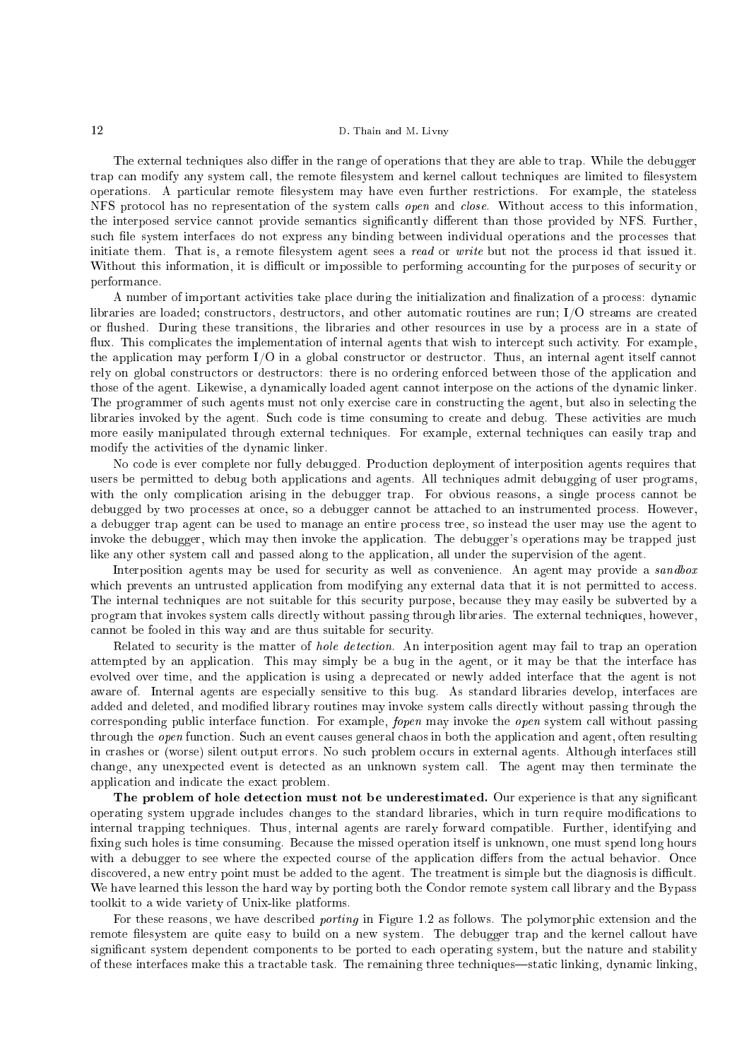The external techniques also differ in the range of operations that they are able to trap. While the debugger trap can modify any system call, the remote filesystem and kernel callout techniques are limited to filesystem operations. A particular remote filesystem may have even further restrictions. For example, the stateless NFS protocol has no representation of the system calls *open* and *close*. Without access to this information, the interposed service cannot provide semantics significantly different than those provided by NFS. Further, such file system interfaces do not express any binding between individual operations and the processes that initiate them. That is, a remote filesystem agent sees a *read* or *write* but not the process id that issued it. Without this information, it is difficult or impossible to performing accounting for the purposes of security or performance.

A number of important activities take place during the initialization and finalization of a process: dynamic libraries are loaded; constructors, destructors, and other automatic routines are run; I/O streams are created or flushed. During these transitions, the libraries and other resources in use by a process are in a state of flux. This complicates the implementation of internal agents that wish to intercept such activity. For example, the application may perform I/O in a global constructor or destructor. Thus, an internal agent itself cannot rely on global constructors or destructors: there is no ordering enforced between those of the application and those of the agent. Likewise, a dynamically loaded agent cannot interpose on the actions of the dynamic linker. The programmer of such agents must not only exercise care in constructing the agent, but also in selecting the libraries invoked by the agent. Such code is time consuming to create and debug. These activities are much more easily manipulated through external techniques. For example, external techniques can easily trap and modify the activities of the dynamic linker.

No code is ever complete nor fully debugged. Production deployment of interposition agents requires that users be permitted to debug both applications and agents. All techniques admit debugging of user programs, with the only complication arising in the debugger trap. For obvious reasons, a single process cannot be debugged by two processes at once, so a debugger cannot be attached to an instrumented process. However, a debugger trap agent can be used to manage an entire process tree, so instead the user may use the agent to invoke the debugger, which may then invoke the application. The debugger's operations may be trapped just like any other system call and passed along to the application, all under the supervision of the agent.

Interposition agents may be used for security as well as convenience. An agent may provide a *sandbox* which prevents an untrusted application from modifying any external data that it is not permitted to access. The internal techniques are not suitable for this security purpose, because they may easily be subverted by a program that invokes system calls directly without passing through libraries. The external techniques, however, cannot be fooled in this way and are thus suitable for security.

Related to security is the matter of *hole detection*. An interposition agent may fail to trap an operation attempted by an application. This may simply be a bug in the agent, or it may be that the interface has evolved over time, and the application is using a deprecated or newly added interface that the agent is not aware of. Internal agents are especially sensitive to this bug. As standard libraries develop, interfaces are added and deleted, and modified library routines may invoke system calls directly without passing through the corresponding public interface function. For example, *fopen* may invoke the *open* system call without passing through the *open* function. Such an event causes general chaos in both the application and agent, often resulting in crashes or (worse) silent output errors. No such problem occurs in external agents. Although interfaces still change, any unexpected event is detected as an unknown system call. The agent may then terminate the application and indicate the exact problem.

**The problem of hole detection must not be underestimated.** Our experience is that any significant operating system upgrade includes changes to the standard libraries, which in turn require modifications to internal trapping techniques. Thus, internal agents are rarely forward compatible. Further, identifying and fixing such holes is time consuming. Because the missed operation itself is unknown, one must spend long hours with a debugger to see where the expected course of the application differs from the actual behavior. Once discovered, a new entry point must be added to the agent. The treatment is simple but the diagnosis is difficult. We have learned this lesson the hard way by porting both the Condor remote system call library and the Bypass toolkit to a wide variety of Unix-like platforms.

For these reasons, we have described *porting* in Figure 1.2 as follows. The polymorphic extension and the remote filesystem are quite easy to build on a new system. The debugger trap and the kernel callout have significant system dependent components to be ported to each operating system, but the nature and stability of these interfaces make this a tractable task. The remaining three techniques—static linking, dynamic linking,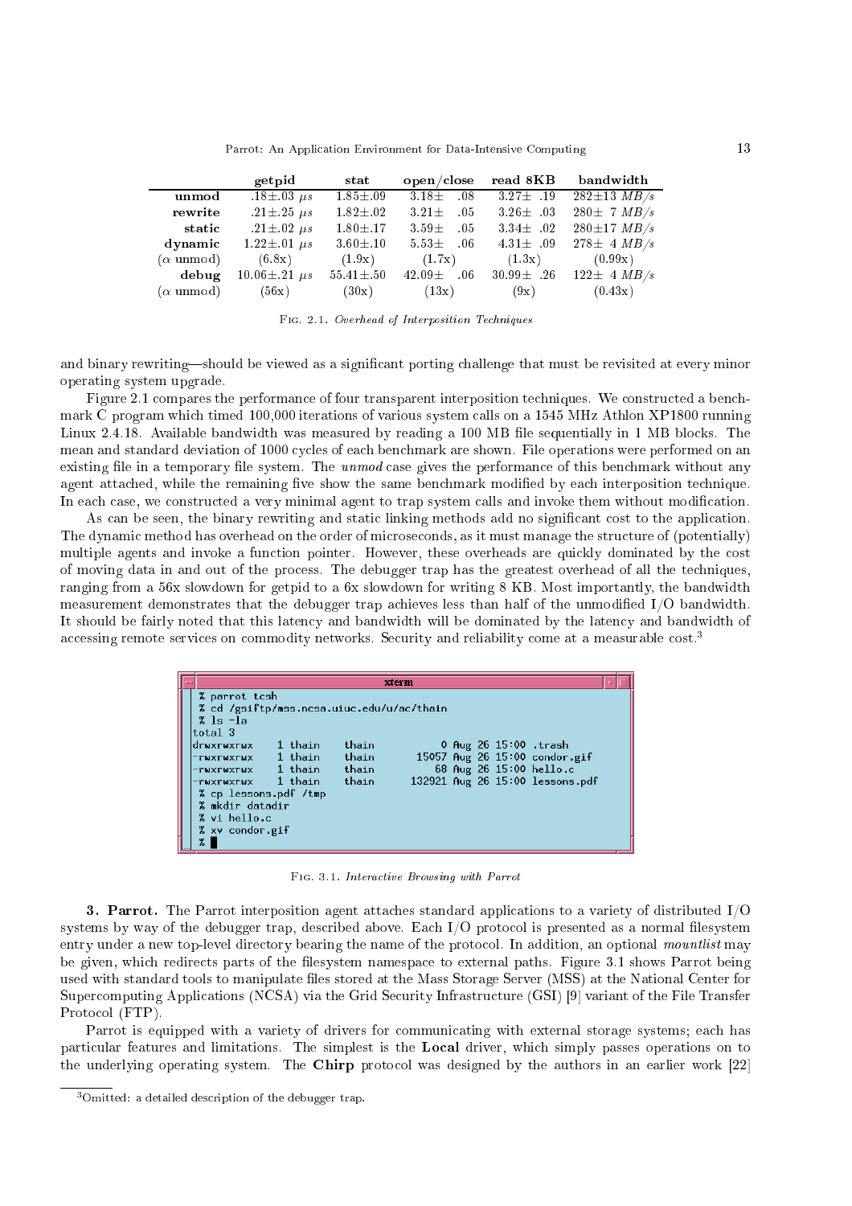| | getpid | stat | open/close | read 8KB | bandwidth |
|---|---|---|---|---|---|
| **unmod** | .18±.03 $\mu s$ | 1.85±.09 | 3.18± .08 | 3.27± .19 | 282±13 $MB/s$ |
| **rewrite** | .21±.25 $\mu s$ | 1.82±.02 | 3.21± .05 | 3.26± .03 | 280± 7 $MB/s$ |
| **static** | .21±.02 $\mu s$ | 1.80±.17 | 3.59± .05 | 3.34± .02 | 280±17 $MB/s$ |
| **dynamic** | 1.22±.01 $\mu s$ | 3.60±.10 | 5.53± .06 | 4.31± .09 | 278± 4 $MB/s$ |
| ($\alpha$ unmod) | (6.8x) | (1.9x) | (1.7x) | (1.3x) | (0.99x) |
| **debug** | 10.06±.21 $\mu s$ | 55.41±.50 | 42.09± .06 | 30.99± .26 | 122± 4 $MB/s$ |
| ($\alpha$ unmod) | (56x) | (30x) | (13x) | (9x) | (0.43x) |

Fig. 2.1. *Overhead of Interposition Techniques*

and binary rewriting—should be viewed as a significant porting challenge that must be revisited at every minor operating system upgrade.

Figure 2.1 compares the performance of four transparent interposition techniques. We constructed a benchmark C program which timed 100,000 iterations of various system calls on a 1545 MHz Athlon XP1800 running Linux 2.4.18. Available bandwidth was measured by reading a 100 MB file sequentially in 1 MB blocks. The mean and standard deviation of 1000 cycles of each benchmark are shown. File operations were performed on an existing file in a temporary file system. The *unmod* case gives the performance of this benchmark without any agent attached, while the remaining five show the same benchmark modified by each interposition technique. In each case, we constructed a very minimal agent to trap system calls and invoke them without modification.

As can be seen, the binary rewriting and static linking methods add no significant cost to the application. The dynamic method has overhead on the order of microseconds, as it must manage the structure of (potentially) multiple agents and invoke a function pointer. However, these overheads are quickly dominated by the cost of moving data in and out of the process. The debugger trap has the greatest overhead of all the techniques, ranging from a 56x slowdown for getpid to a 6x slowdown for writing 8 KB. Most importantly, the bandwidth measurement demonstrates that the debugger trap achieves less than half of the unmodified I/O bandwidth. It should be fairly noted that this latency and bandwidth will be dominated by the latency and bandwidth of accessing remote services on commodity networks. Security and reliability come at a measurable cost.[3]

```
% parrot tcsh
% cd /gsiftp/mss.ncsa.uiuc.edu/u/ac/thain
% ls -la
total 3
drwxrwxrwx    1 thain    thain           0 Aug 26 15:00 .trash
-rwxrwxrwx    1 thain    thain       15057 Aug 26 15:00 condor.gif
-rwxrwxrwx    1 thain    thain          68 Aug 26 15:00 hello.c
-rwxrwxrwx    1 thain    thain      132921 Aug 26 15:00 lessons.pdf
% cp lessons.pdf /tmp
% mkdir datadir
% vi hello.c
% xv condor.gif
%
```

Fig. 3.1. *Interactive Browsing with Parrot*

## 3. Parrot.

The Parrot interposition agent attaches standard applications to a variety of distributed I/O systems by way of the debugger trap, described above. Each I/O protocol is presented as a normal filesystem entry under a new top-level directory bearing the name of the protocol. In addition, an optional *mountlist* may be given, which redirects parts of the filesystem namespace to external paths. Figure 3.1 shows Parrot being used with standard tools to manipulate files stored at the Mass Storage Server (MSS) at the National Center for Supercomputing Applications (NCSA) via the Grid Security Infrastructure (GSI) [9] variant of the File Transfer Protocol (FTP).

Parrot is equipped with a variety of drivers for communicating with external storage systems; each has particular features and limitations. The simplest is the **Local** driver, which simply passes operations on to the underlying operating system. The **Chirp** protocol was designed by the authors in an earlier work [22]

[3] Omitted: a detailed description of the debugger trap.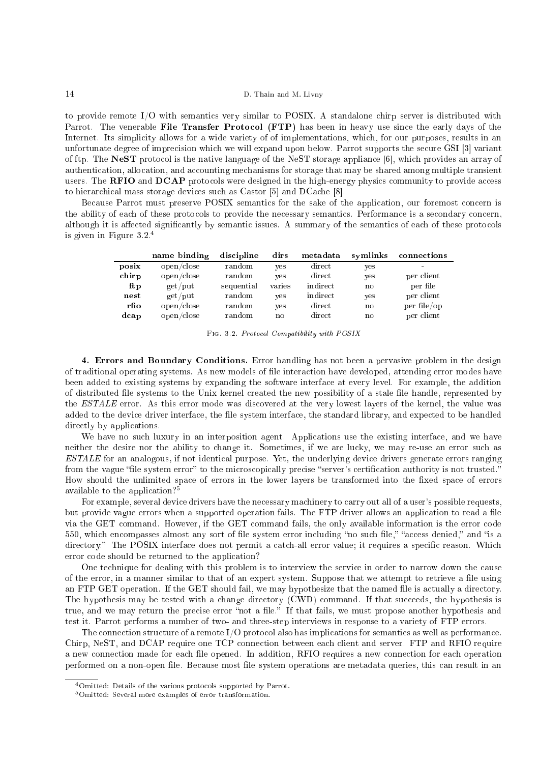to provide remote I/O with semantics very similar to POSIX. A standalone chirp server is distributed with Parrot. The venerable **File Transfer Protocol (FTP)** has been in heavy use since the early days of the Internet. Its simplicity allows for a wide variety of of implementations, which, for our purposes, results in an unfortunate degree of imprecision which we will expand upon below. Parrot supports the secure GSI [3] variant of ftp. The **NeST** protocol is the native language of the NeST storage appliance [6], which provides an array of authentication, allocation, and accounting mechanisms for storage that may be shared among multiple transient users. The **RFIO** and **DCAP** protocols were designed in the high-energy physics community to provide access to hierarchical mass storage devices such as Castor [5] and DCache [8].

Because Parrot must preserve POSIX semantics for the sake of the application, our foremost concern is the ability of each of these protocols to provide the necessary semantics. Performance is a secondary concern, although it is affected significantly by semantic issues. A summary of the semantics of each of these protocols is given in Figure 3.2.[4]

| | name binding | discipline | dirs | metadata | symlinks | connections |
|---|---|---|---|---|---|---|
| **posix** | open/close | random | yes | direct | yes | - |
| **chirp** | open/close | random | yes | direct | yes | per client |
| **ftp** | get/put | sequential | varies | indirect | no | per file |
| **nest** | get/put | random | yes | indirect | yes | per client |
| **rfio** | open/close | random | yes | direct | no | per file/op |
| **dcap** | open/close | random | no | direct | no | per client |

Fig. 3.2. *Protocol Compatibility with POSIX*

## 4. Errors and Boundary Conditions.

Error handling has not been a pervasive problem in the design of traditional operating systems. As new models of file interaction have developed, attending error modes have been added to existing systems by expanding the software interface at every level. For example, the addition of distributed file systems to the Unix kernel created the new possibility of a stale file handle, represented by the *ESTALE* error. As this error mode was discovered at the very lowest layers of the kernel, the value was added to the device driver interface, the file system interface, the standard library, and expected to be handled directly by applications.

We have no such luxury in an interposition agent. Applications use the existing interface, and we have neither the desire nor the ability to change it. Sometimes, if we are lucky, we may re-use an error such as *ESTALE* for an analogous, if not identical purpose. Yet, the underlying device drivers generate errors ranging from the vague "file system error" to the microscopically precise "server's certification authority is not trusted." How should the unlimited space of errors in the lower layers be transformed into the fixed space of errors available to the application?[5]

For example, several device drivers have the necessary machinery to carry out all of a user's possible requests, but provide vague errors when a supported operation fails. The FTP driver allows an application to read a file via the GET command. However, if the GET command fails, the only available information is the error code 550, which encompasses almost any sort of file system error including "no such file," "access denied," and "is a directory." The POSIX interface does not permit a catch-all error value; it requires a specific reason. Which error code should be returned to the application?

One technique for dealing with this problem is to interview the service in order to narrow down the cause of the error, in a manner similar to that of an expert system. Suppose that we attempt to retrieve a file using an FTP GET operation. If the GET should fail, we may hypothesize that the named file is actually a directory. The hypothesis may be tested with a change directory (CWD) command. If that succeeds, the hypothesis is true, and we may return the precise error "not a file." If that fails, we must propose another hypothesis and test it. Parrot performs a number of two- and three-step interviews in response to a variety of FTP errors.

The connection structure of a remote I/O protocol also has implications for semantics as well as performance. Chirp, NeST, and DCAP require one TCP connection between each client and server. FTP and RFIO require a new connection made for each file opened. In addition, RFIO requires a new connection for each operation performed on a non-open file. Because most file system operations are metadata queries, this can result in an

[4] Omitted: Details of the various protocols supported by Parrot.

[5] Omitted: Several more examples of error transformation.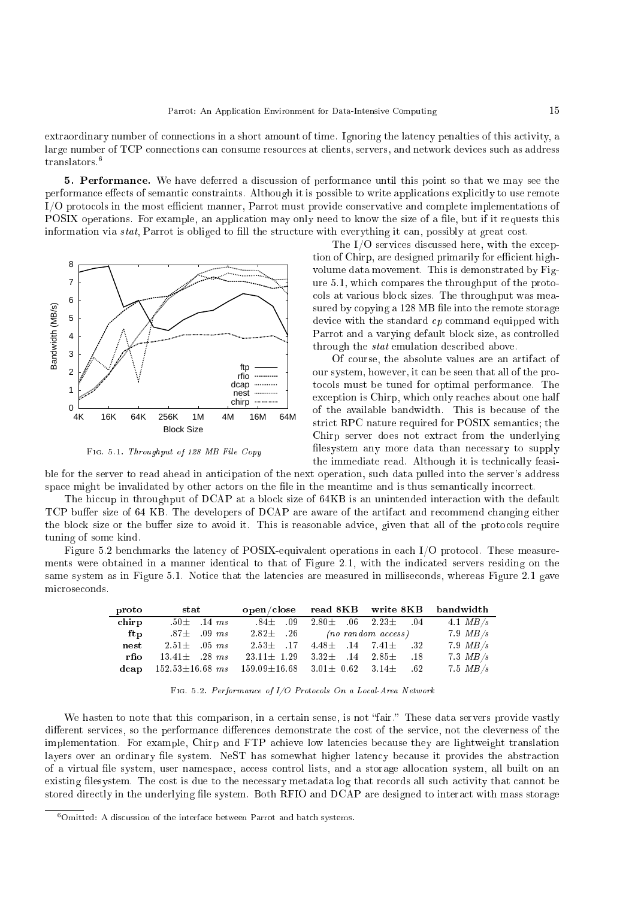extraordinary number of connections in a short amount of time. Ignoring the latency penalties of this activity, a large number of TCP connections can consume resources at clients, servers, and network devices such as address translators.[6]

**5. Performance.** We have deferred a discussion of performance until this point so that we may see the performance effects of semantic constraints. Although it is possible to write applications explicitly to use remote I/O protocols in the most efficient manner, Parrot must provide conservative and complete implementations of POSIX operations. For example, an application may only need to know the size of a file, but if it requests this information via *stat*, Parrot is obliged to fill the structure with everything it can, possibly at great cost.

Fig. 5.1. *Throughput of 128 MB File Copy*

The I/O services discussed here, with the exception of Chirp, are designed primarily for efficient high-volume data movement. This is demonstrated by Figure 5.1, which compares the throughput of the protocols at various block sizes. The throughput was measured by copying a 128 MB file into the remote storage device with the standard *cp* command equipped with Parrot and a varying default block size, as controlled through the *stat* emulation described above.

Of course, the absolute values are an artifact of our system, however, it can be seen that all of the protocols must be tuned for optimal performance. The exception is Chirp, which only reaches about one half of the available bandwidth. This is because of the strict RPC nature required for POSIX semantics; the Chirp server does not extract from the underlying filesystem any more data than necessary to supply the immediate read. Although it is technically feasible for the server to read ahead in anticipation of the next operation, such data pulled into the server's address space might be invalidated by other actors on the file in the meantime and is thus semantically incorrect.

The hiccup in throughput of DCAP at a block size of 64KB is an unintended interaction with the default TCP buffer size of 64 KB. The developers of DCAP are aware of the artifact and recommend changing either the block size or the buffer size to avoid it. This is reasonable advice, given that all of the protocols require tuning of some kind.

Figure 5.2 benchmarks the latency of POSIX-equivalent operations in each I/O protocol. These measurements were obtained in a manner identical to that of Figure 2.1, with the indicated servers residing on the same system as in Figure 5.1. Notice that the latencies are measured in milliseconds, whereas Figure 2.1 gave microseconds.

| proto | stat | open/close | read 8KB | write 8KB | bandwidth |
|---|---|---|---|---|---|
| **chirp** | .50± .14 *ms* | .84± .09 | 2.80± .06 | 2.23± .04 | 4.1 *MB/s* |
| **ftp** | .87± .09 *ms* | 2.82± .26 | *(no random access)* | | 7.9 *MB/s* |
| **nest** | 2.51± .05 *ms* | 2.53± .17 | 4.48± .14 | 7.41± .32 | 7.9 *MB/s* |
| **rfio** | 13.41± .28 *ms* | 23.11± 1.29 | 3.32± .14 | 2.85± .18 | 7.3 *MB/s* |
| **dcap** | 152.53±16.68 *ms* | 159.09±16.68 | 3.01± 0.62 | 3.14± .62 | 7.5 *MB/s* |

Fig. 5.2. *Performance of I/O Protocols On a Local-Area Network*

We hasten to note that this comparison, in a certain sense, is not "fair." These data servers provide vastly different services, so the performance differences demonstrate the cost of the service, not the cleverness of the implementation. For example, Chirp and FTP achieve low latencies because they are lightweight translation layers over an ordinary file system. NeST has somewhat higher latency because it provides the abstraction of a virtual file system, user namespace, access control lists, and a storage allocation system, all built on an existing filesystem. The cost is due to the necessary metadata log that records all such activity that cannot be stored directly in the underlying file system. Both RFIO and DCAP are designed to interact with mass storage

[6] Omitted: A discussion of the interface between Parrot and batch systems.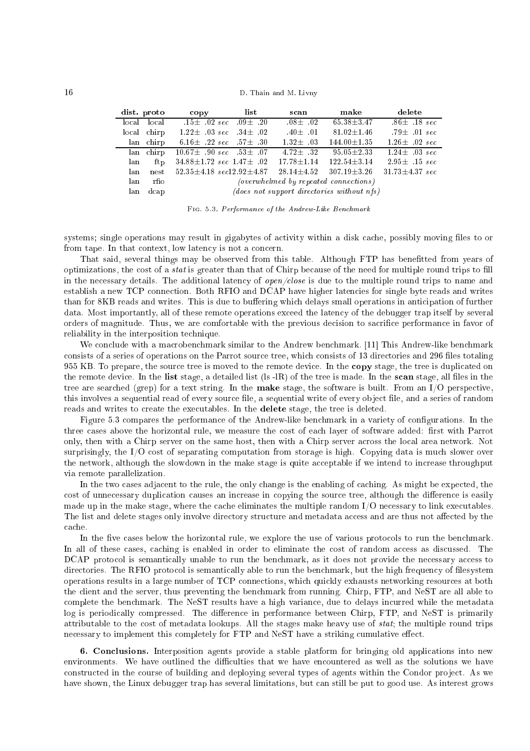| dist. | proto | copy | list | scan | make | delete |
|---|---|---|---|---|---|---|
| local | local | .15± .02 *sec* | .09± .20 | .08± .02 | 65.38±3.47 | .86± .18 *sec* |
| local | chirp | 1.22± .03 *sec* | .34± .02 | .40± .01 | 81.02±1.46 | .79± .01 *sec* |
| lan | chirp | 6.16± .22 *sec* | .57± .30 | 1.32± .03 | 144.00±1.35 | 1.26± .02 *sec* |
| lan | chirp | 10.67± .90 *sec* | .53± .07 | 4.72± .32 | 95.05±2.33 | 1.24± .03 *sec* |
| lan | ftp | 34.88±1.72 *sec* | 1.47± .02 | 17.78±1.14 | 122.54±3.14 | 2.95± .15 *sec* |
| lan | nest | 52.35±4.18 *sec* | 12.92±4.87 | 28.14±4.52 | 307.19±3.26 | 31.73±4.37 *sec* |
| lan | rfio | *(overwhelmed by repeated connections)* | | | | |
| lan | dcap | *(does not support directories without nfs)* | | | | |

Fig. 5.3. *Performance of the Andrew-Like Benchmark*

systems; single operations may result in gigabytes of activity within a disk cache, possibly moving files to or from tape. In that context, low latency is not a concern.

That said, several things may be observed from this table. Although FTP has benefitted from years of optimizations, the cost of a *stat* is greater than that of Chirp because of the need for multiple round trips to fill in the necessary details. The additional latency of *open/close* is due to the multiple round trips to name and establish a new TCP connection. Both RFIO and DCAP have higher latencies for single byte reads and writes than for 8KB reads and writes. This is due to buffering which delays small operations in anticipation of further data. Most importantly, all of these remote operations exceed the latency of the debugger trap itself by several orders of magnitude. Thus, we are comfortable with the previous decision to sacrifice performance in favor of reliability in the interposition technique.

We conclude with a macrobenchmark similar to the Andrew benchmark. [11] This Andrew-like benchmark consists of a series of operations on the Parrot source tree, which consists of 13 directories and 296 files totaling 955 KB. To prepare, the source tree is moved to the remote device. In the **copy** stage, the tree is duplicated on the remote device. In the **list** stage, a detailed list (ls -lR) of the tree is made. In the **scan** stage, all files in the tree are searched (grep) for a text string. In the **make** stage, the software is built. From an I/O perspective, this involves a sequential read of every source file, a sequential write of every object file, and a series of random reads and writes to create the executables. In the **delete** stage, the tree is deleted.

Figure 5.3 compares the performance of the Andrew-like benchmark in a variety of configurations. In the three cases above the horizontal rule, we measure the cost of each layer of software added: first with Parrot only, then with a Chirp server on the same host, then with a Chirp server across the local area network. Not surprisingly, the I/O cost of separating computation from storage is high. Copying data is much slower over the network, although the slowdown in the make stage is quite acceptable if we intend to increase throughput via remote parallelization.

In the two cases adjacent to the rule, the only change is the enabling of caching. As might be expected, the cost of unnecessary duplication causes an increase in copying the source tree, although the difference is easily made up in the make stage, where the cache eliminates the multiple random I/O necessary to link executables. The list and delete stages only involve directory structure and metadata access and are thus not affected by the cache.

In the five cases below the horizontal rule, we explore the use of various protocols to run the benchmark. In all of these cases, caching is enabled in order to eliminate the cost of random access as discussed. The DCAP protocol is semantically unable to run the benchmark, as it does not provide the necessary access to directories. The RFIO protocol is semantically able to run the benchmark, but the high frequency of filesystem operations results in a large number of TCP connections, which quickly exhausts networking resources at both the client and the server, thus preventing the benchmark from running. Chirp, FTP, and NeST are all able to complete the benchmark. The NeST results have a high variance, due to delays incurred while the metadata log is periodically compressed. The difference in performance between Chirp, FTP, and NeST is primarily attributable to the cost of metadata lookups. All the stages make heavy use of *stat*; the multiple round trips necessary to implement this completely for FTP and NeST have a striking cumulative effect.

**6. Conclusions.** Interposition agents provide a stable platform for bringing old applications into new environments. We have outlined the difficulties that we have encountered as well as the solutions we have constructed in the course of building and deploying several types of agents within the Condor project. As we have shown, the Linux debugger trap has several limitations, but can still be put to good use. As interest grows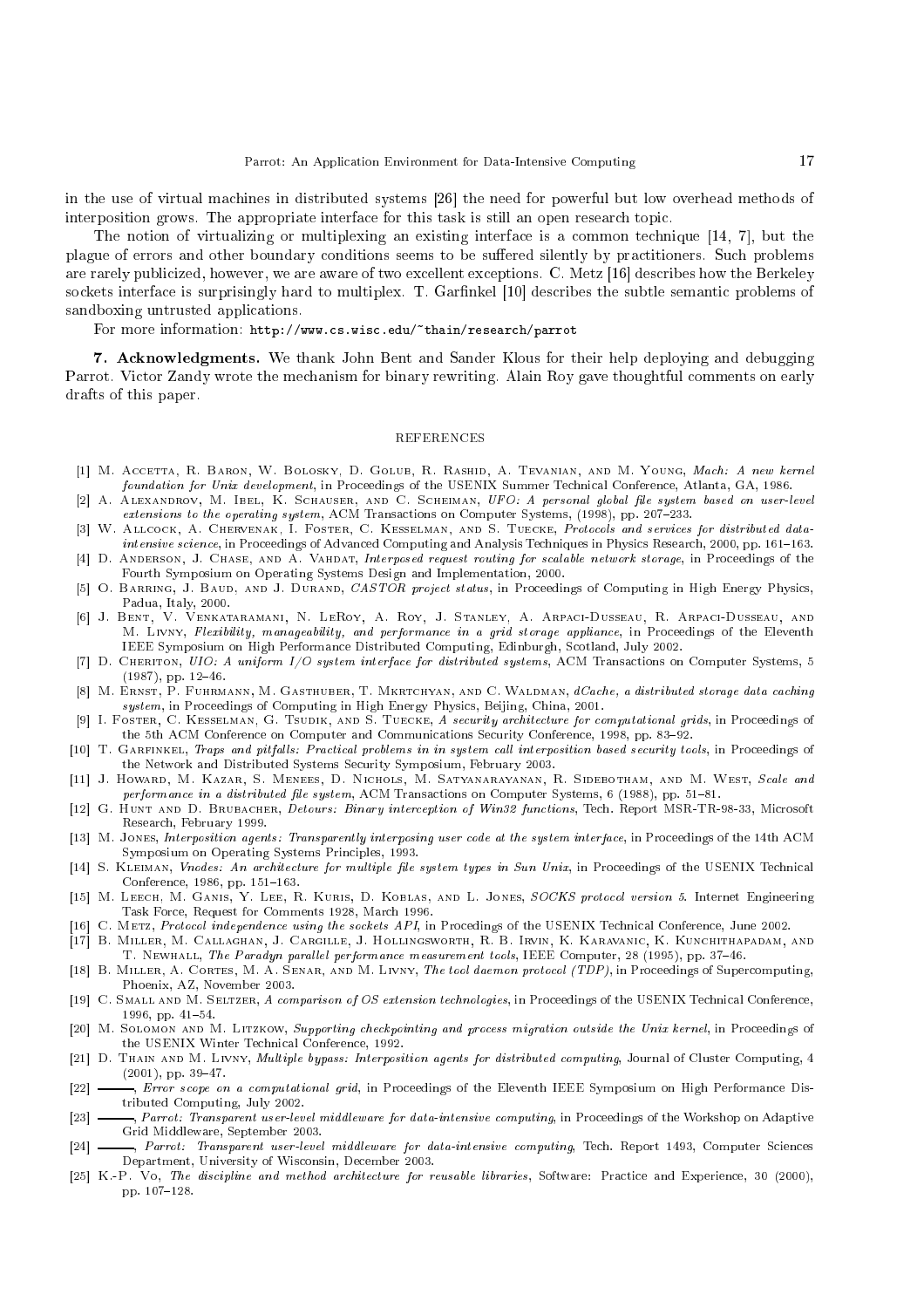in the use of virtual machines in distributed systems [26] the need for powerful but low overhead methods of interposition grows. The appropriate interface for this task is still an open research topic.

The notion of virtualizing or multiplexing an existing interface is a common technique [14, 7], but the plague of errors and other boundary conditions seems to be suffered silently by practitioners. Such problems are rarely publicized, however, we are aware of two excellent exceptions. C. Metz [16] describes how the Berkeley sockets interface is surprisingly hard to multiplex. T. Garfinkel [10] describes the subtle semantic problems of sandboxing untrusted applications.

For more information: `http://www.cs.wisc.edu/~thain/research/parrot`

**7. Acknowledgments.** We thank John Bent and Sander Klous for their help deploying and debugging Parrot. Victor Zandy wrote the mechanism for binary rewriting. Alain Roy gave thoughtful comments on early drafts of this paper.

## REFERENCES

[1] M. Accetta, R. Baron, W. Bolosky, D. Golub, R. Rashid, A. Tevanian, and M. Young, *Mach: A new kernel foundation for Unix development*, in Proceedings of the USENIX Summer Technical Conference, Atlanta, GA, 1986.

[2] A. Alexandrov, M. Ibel, K. Schauser, and C. Scheiman, *UFO: A personal global file system based on user-level extensions to the operating system*, ACM Transactions on Computer Systems, (1998), pp. 207–233.

[3] W. Allcock, A. Chervenak, I. Foster, C. Kesselman, and S. Tuecke, *Protocols and services for distributed data-intensive science*, in Proceedings of Advanced Computing and Analysis Techniques in Physics Research, 2000, pp. 161–163.

[4] D. Anderson, J. Chase, and A. Vahdat, *Interposed request routing for scalable network storage*, in Proceedings of the Fourth Symposium on Operating Systems Design and Implementation, 2000.

[5] O. Barring, J. Baud, and J. Durand, *CASTOR project status*, in Proceedings of Computing in High Energy Physics, Padua, Italy, 2000.

[6] J. Bent, V. Venkataramani, N. LeRoy, A. Roy, J. Stanley, A. Arpaci-Dusseau, R. Arpaci-Dusseau, and M. Livny, *Flexibility, manageability, and performance in a grid storage appliance*, in Proceedings of the Eleventh IEEE Symposium on High Performance Distributed Computing, Edinburgh, Scotland, July 2002.

[7] D. Cheriton, *UIO: A uniform I/O system interface for distributed systems*, ACM Transactions on Computer Systems, 5 (1987), pp. 12–46.

[8] M. Ernst, P. Fuhrmann, M. Gasthuber, T. Mkrtchyan, and C. Waldman, *dCache, a distributed storage data caching system*, in Proceedings of Computing in High Energy Physics, Beijing, China, 2001.

[9] I. Foster, C. Kesselman, G. Tsudik, and S. Tuecke, *A security architecture for computational grids*, in Proceedings of the 5th ACM Conference on Computer and Communications Security Conference, 1998, pp. 83–92.

[10] T. Garfinkel, *Traps and pitfalls: Practical problems in in system call interposition based security tools*, in Proceedings of the Network and Distributed Systems Security Symposium, February 2003.

[11] J. Howard, M. Kazar, S. Menees, D. Nichols, M. Satyanarayanan, R. Sidebotham, and M. West, *Scale and performance in a distributed file system*, ACM Transactions on Computer Systems, 6 (1988), pp. 51–81.

[12] G. Hunt and D. Brubacher, *Detours: Binary interception of Win32 functions*, Tech. Report MSR-TR-98-33, Microsoft Research, February 1999.

[13] M. Jones, *Interposition agents: Transparently interposing user code at the system interface*, in Proceedings of the 14th ACM Symposium on Operating Systems Principles, 1993.

[14] S. Kleiman, *Vnodes: An architecture for multiple file system types in Sun Unix*, in Proceedings of the USENIX Technical Conference, 1986, pp. 151–163.

[15] M. Leech, M. Ganis, Y. Lee, R. Kuris, D. Koblas, and L. Jones, *SOCKS protocol version 5*. Internet Engineering Task Force, Request for Comments 1928, March 1996.

[16] C. Metz, *Protocol independence using the sockets API*, in Procedings of the USENIX Technical Conference, June 2002.

[17] B. Miller, M. Callaghan, J. Cargille, J. Hollingsworth, R. B. Irvin, K. Karavanic, K. Kunchithapadam, and T. Newhall, *The Paradyn parallel performance measurement tools*, IEEE Computer, 28 (1995), pp. 37–46.

[18] B. Miller, A. Cortes, M. A. Senar, and M. Livny, *The tool daemon protocol (TDP)*, in Proceedings of Supercomputing, Phoenix, AZ, November 2003.

[19] C. Small and M. Seltzer, *A comparison of OS extension technologies*, in Proceedings of the USENIX Technical Conference, 1996, pp. 41–54.

[20] M. Solomon and M. Litzkow, *Supporting checkpointing and process migration outside the Unix kernel*, in Proceedings of the USENIX Winter Technical Conference, 1992.

[21] D. Thain and M. Livny, *Multiple bypass: Interposition agents for distributed computing*, Journal of Cluster Computing, 4 (2001), pp. 39–47.

[22] ———, *Error scope on a computational grid*, in Proceedings of the Eleventh IEEE Symposium on High Performance Distributed Computing, July 2002.

[23] ———, *Parrot: Transparent user-level middleware for data-intensive computing*, in Proceedings of the Workshop on Adaptive Grid Middleware, September 2003.

[24] ———, *Parrot: Transparent user-level middleware for data-intensive computing*, Tech. Report 1493, Computer Sciences Department, University of Wisconsin, December 2003.

[25] K.-P. Vo, *The discipline and method architecture for reusable libraries*, Software: Practice and Experience, 30 (2000), pp. 107–128.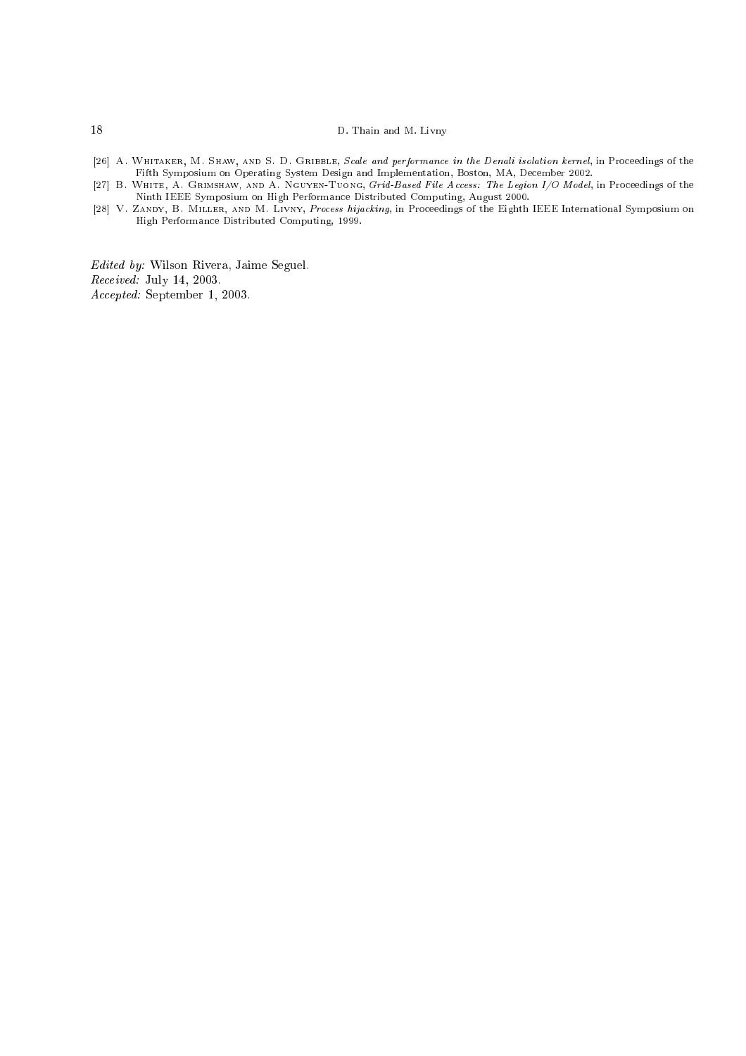[26] A. Whitaker, M. Shaw, and S. D. Gribble, *Scale and performance in the Denali isolation kernel*, in Proceedings of the Fifth Symposium on Operating System Design and Implementation, Boston, MA, December 2002.

[27] B. White, A. Grimshaw, and A. Nguyen-Tuong, *Grid-Based File Access: The Legion I/O Model*, in Proceedings of the Ninth IEEE Symposium on High Performance Distributed Computing, August 2000.

[28] V. Zandy, B. Miller, and M. Livny, *Process hijacking*, in Proceedings of the Eighth IEEE International Symposium on High Performance Distributed Computing, 1999.

*Edited by:* Wilson Rivera, Jaime Seguel.
*Received:* July 14, 2003.
*Accepted:* September 1, 2003.